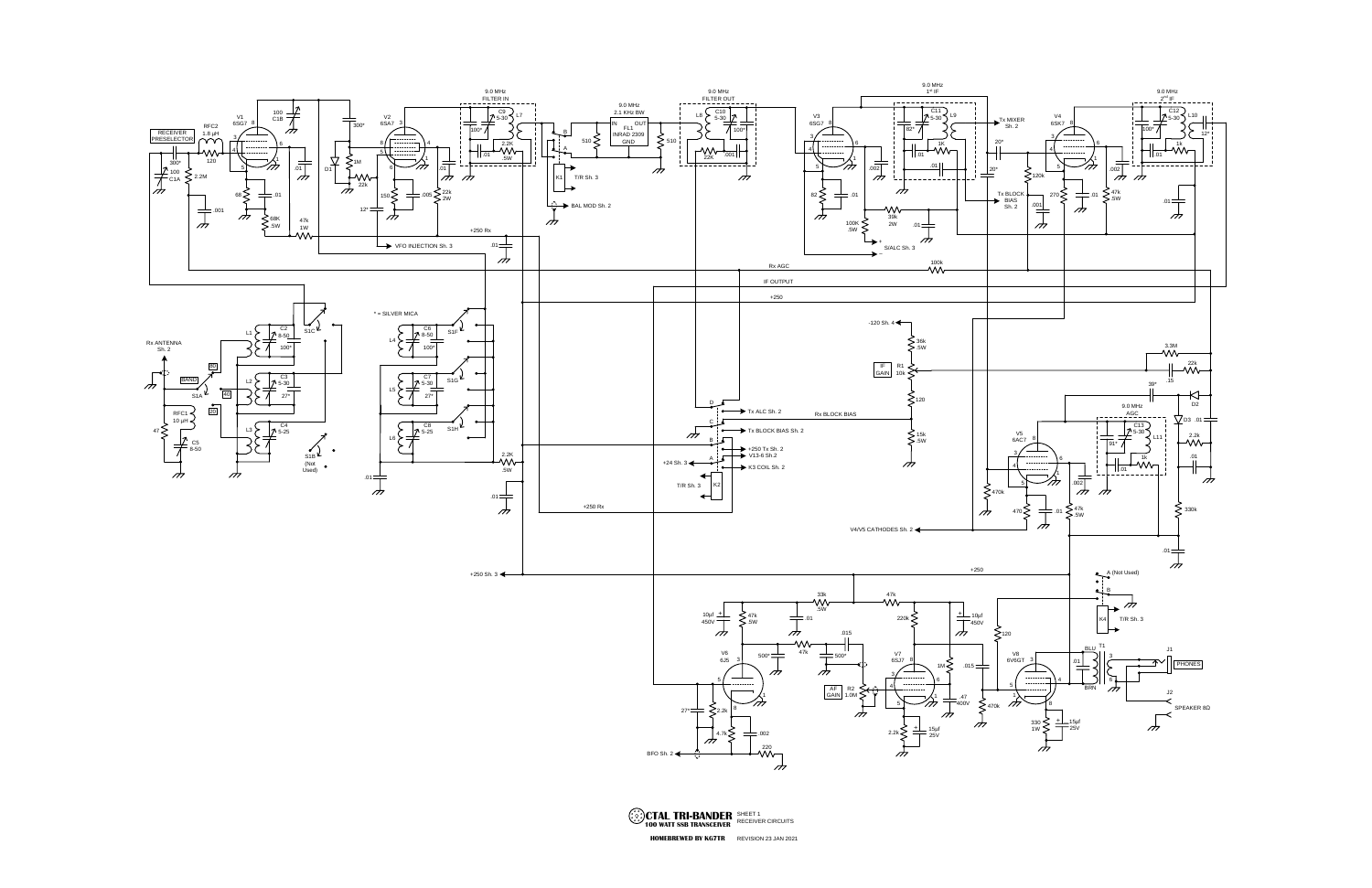CTAL TRI-BANDER
100 WATT SSB TRANSCEIVER

SHEET 1
RECEIVER CIRCUITS

HOMEBREWED BY KG7TR — REVISION 23 JAN 2021

* = SILVER MICA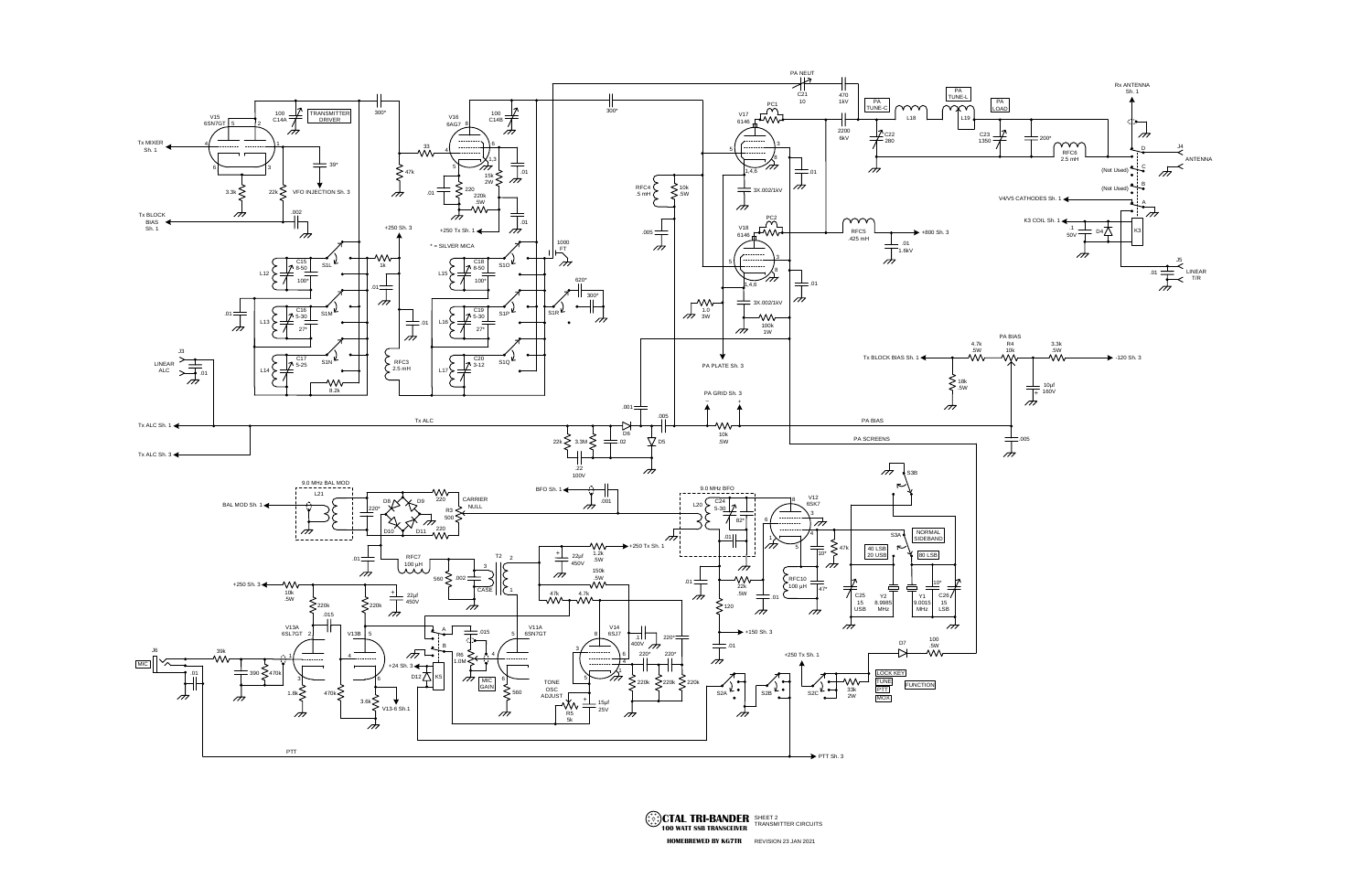CTAL TRI-BANDER
**100 WATT SSB TRANSCEIVER**

SHEET 2
TRANSMITTER CIRCUITS

**HOMEBREWED BY KG7TR**

REVISION 23 JAN 2021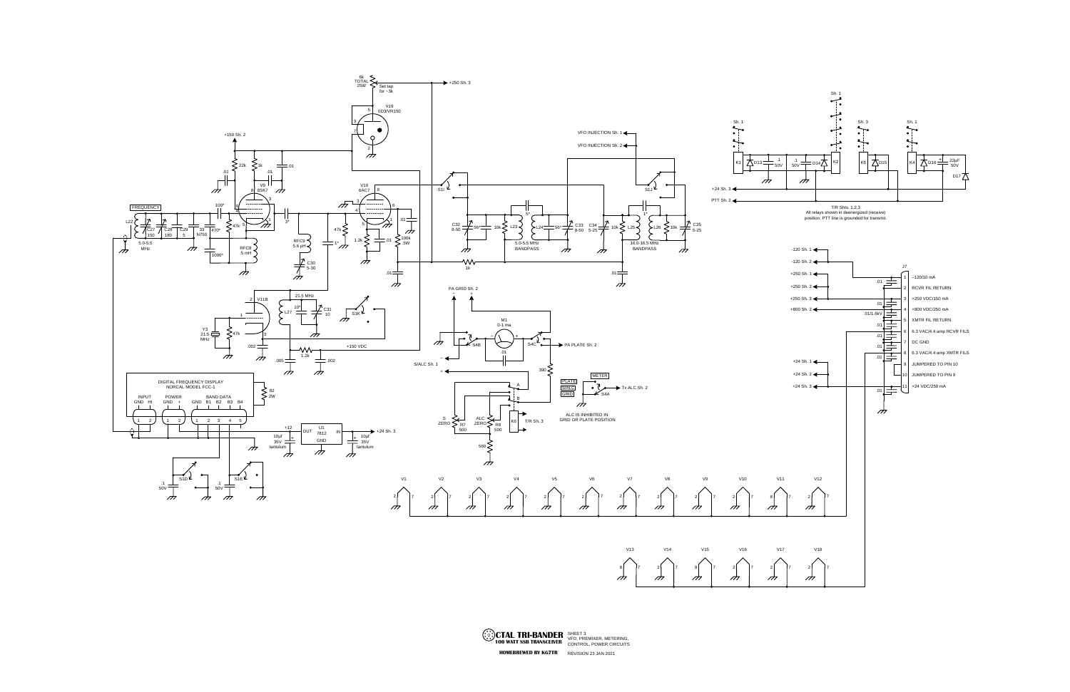CTAL TRI-BANDER
**100 WATT SSB TRANSCEIVER**

SHEET 3
VFO, PREMIXER, METERING, CONTROL, POWER CIRCUITS

**HOMEBREWED BY K6TR**

REVISION 23 JAN 2021

T/R Shts. 1,2,3
All relays shown in deenergized (receive) position. PTT line is grounded for transmit.

ALC IS INHIBITED IN GRID OR PLATE POSITION

| J7 Pin | Function |
|---|---|
| 1 | –120/10 mA |
| 2 | RCVR FIL RETURN |
| 3 | +250 VDC/150 mA |
| 4 | +800 VDC/250 mA |
| 5 | XMTR FIL RETURN |
| 6 | 6.3 VAC/4.4 amp RCVR FILS |
| 7 | DC GND |
| 8 | 6.3 VAC/4.4 amp XMTR FILS |
| 9 | JUMPERED TO PIN 10 |
| 10 | JUMPERED TO PIN 9 |
| 11 | +24 VDC/250 mA |

DIGITAL FREQUENCY DISPLAY
NORCAL MODEL FCC-1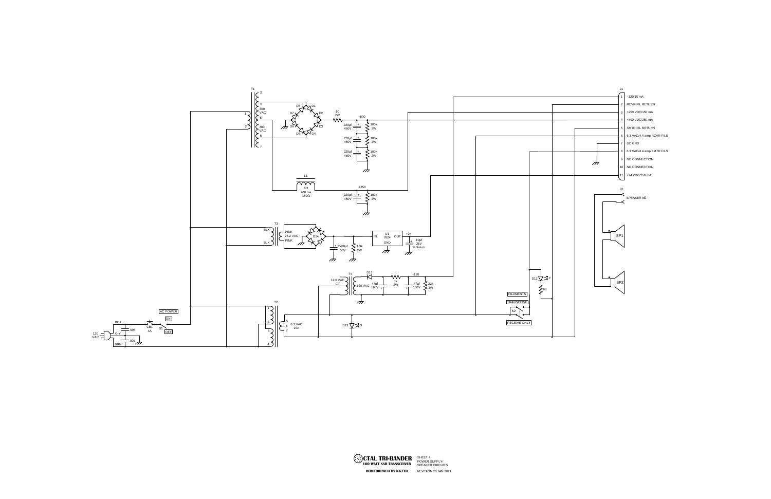T1

3

4

300 VAC

5

1

2

300 VAC

6

7

D8 D1

D7 D2

D6 D3

D5 D4

10 2W

+800

220µf 450V

100k 2W

220µf 450V

100k 2W

220µf 450V

100k 2W

L1

6H 200 ma 150Ω

+250

220µf 450V

100k 2W

T3

BLK

PINK

25.2 VAC

PINK

BLK

D14

2200µf 50V

1.3k 2W

U1 7824

IN OUT

GND

+24

10µf 35V tantulum

T4

12.6 VAC CT

120 VAC

D11

47µf 160V

1k 2W

-120

47µf 160V

23k 2W

T2

1

2

3

4

5

6

7

6.3 VAC 10A

D13 G

D12 Y

68

FILAMENTS

TRANSCEIVE

S2

RECEIVE ONLY

AC POWER

ON

OFF

S1

CB1 4A

BLU

.005

G-Y

120 VAC

.005

BRN

J1

| Pin | Function |
|---|---|
| 1 | -120/10 mA |
| 2 | RCVR FIL RETURN |
| 3 | +250 VDC/150 mA |
| 4 | +800 VDC/250 mA |
| 5 | XMTR FIL RETURN |
| 6 | 6.3 VAC/4.4 amp RCVR FILS |
| 7 | DC GND |
| 8 | 6.3 VAC/4.4 amp XMTR FILS |
| 9 | NO CONNECTION |
| 10 | NO CONNECTION |
| 11 | +24 VDC/250 mA |

J2

SPEAKER 8Ω

SP1

SP2

**CTAL TRI-BANDER**
**100 WATT SSB TRANSCEIVER**

**HOMEBREWED BY KG7TR**

SHEET 4
POWER SUPPLY/
SPEAKER CIRCUITS

REVISION 23 JAN 2021